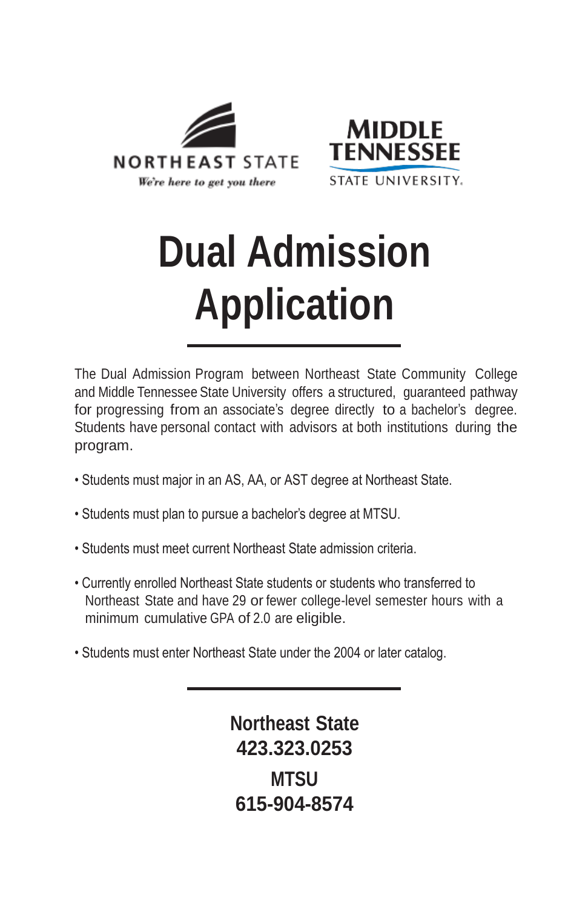NORTHEAST STATE

*We're here to get you there*

MIDDLE TENNESSEE STATE UNIVERSITY

# Dual Admission Application

The Dual Admission Program between Northeast State Community College and Middle Tennessee State University offers a structured, guaranteed pathway for progressing from an associate's degree directly to a bachelor's degree. Students have personal contact with advisors at both institutions during the program.

- Students must major in an AS, AA, or AST degree at Northeast State.
- Students must plan to pursue a bachelor's degree at MTSU.
- Students must meet current Northeast State admission criteria.
- Currently enrolled Northeast State students or students who transferred to Northeast State and have 29 or fewer college-level semester hours with a minimum cumulative GPA of 2.0 are eligible.
- Students must enter Northeast State under the 2004 or later catalog.

**Northeast State**
**423.323.0253**

**MTSU**
**615-904-8574**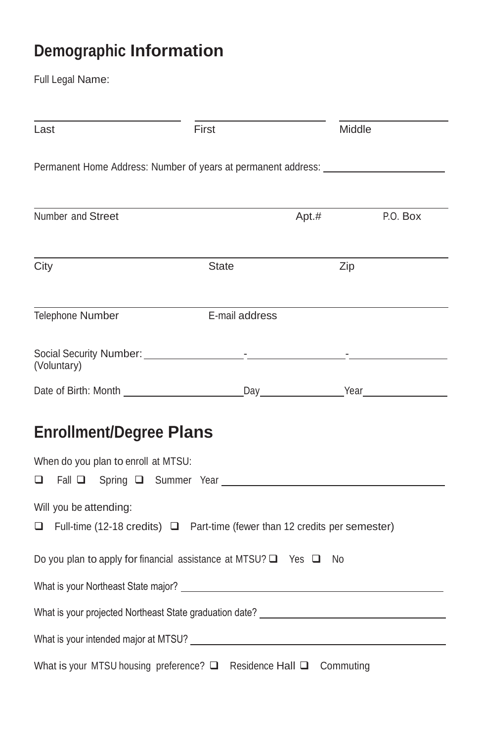## Demographic Information

Full Legal Name:

_______________________ _______________________ _______________________

Last First Middle

Permanent Home Address: Number of years at permanent address: _______________

Number and Street Apt.# P.O. Box

City State Zip

Telephone Number E-mail address

Social Security Number: _____________-_____________-_____________
(Voluntary)

Date of Birth: Month _______________ Day _____________ Year _____________

## Enrollment/Degree Plans

When do you plan to enroll at MTSU:

❑ Fall ❑ Spring ❑ Summer Year _______________________________

Will you be attending:

❑ Full-time (12-18 credits) ❑ Part-time (fewer than 12 credits per semester)

Do you plan to apply for financial assistance at MTSU? ❑ Yes ❑ No

What is your Northeast State major? _______________________________

What is your projected Northeast State graduation date? _______________________________

What is your intended major at MTSU? _______________________________

What is your MTSU housing preference? ❑ Residence Hall ❑ Commuting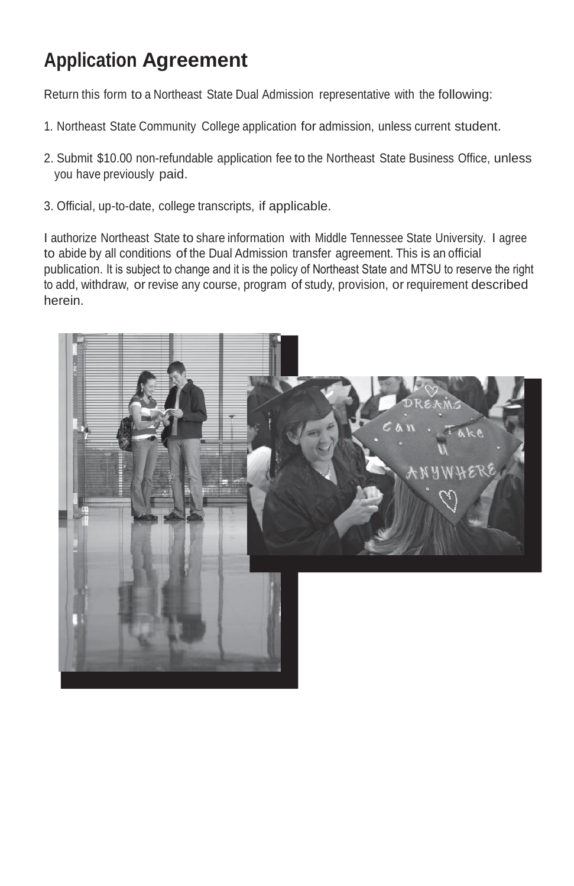# Application Agreement

Return this form to a Northeast State Dual Admission representative with the following:

1. Northeast State Community College application for admission, unless current student.

2. Submit $10.00 non-refundable application fee to the Northeast State Business Office, unless you have previously paid.

3. Official, up-to-date, college transcripts, if applicable.

I authorize Northeast State to share information with Middle Tennessee State University. I agree to abide by all conditions of the Dual Admission transfer agreement. This is an official publication. It is subject to change and it is the policy of Northeast State and MTSU to reserve the right to add, withdraw, or revise any course, program of study, provision, or requirement described herein.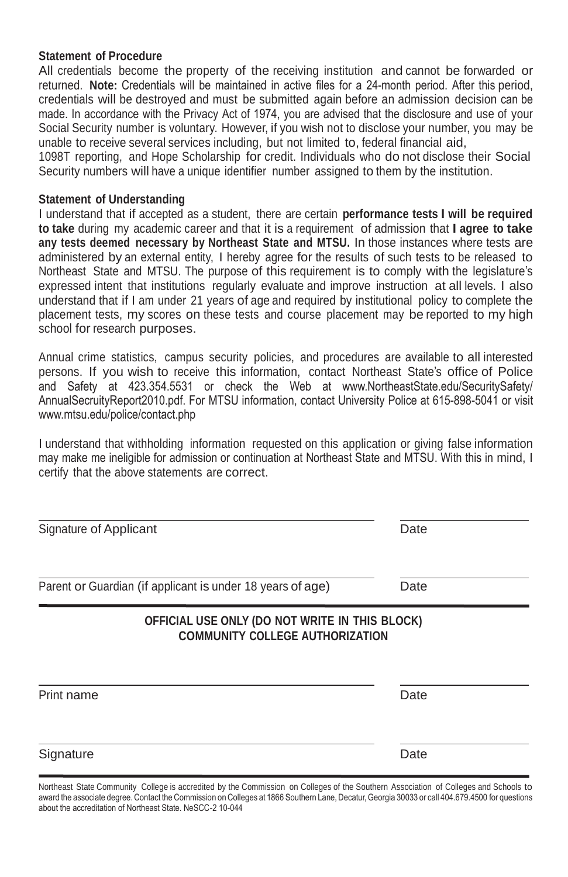**Statement of Procedure**

All credentials become the property of the receiving institution and cannot be forwarded or returned. **Note:** Credentials will be maintained in active files for a 24-month period. After this period, credentials will be destroyed and must be submitted again before an admission decision can be made. In accordance with the Privacy Act of 1974, you are advised that the disclosure and use of your Social Security number is voluntary. However, if you wish not to disclose your number, you may be unable to receive several services including, but not limited to, federal financial aid, 1098T reporting, and Hope Scholarship for credit. Individuals who do not disclose their Social Security numbers will have a unique identifier number assigned to them by the institution.

**Statement of Understanding**

I understand that if accepted as a student, there are certain **performance tests I will be required to take** during my academic career and that it is a requirement of admission that **I agree to take any tests deemed necessary by Northeast State and MTSU.** In those instances where tests are administered by an external entity, I hereby agree for the results of such tests to be released to Northeast State and MTSU. The purpose of this requirement is to comply with the legislature's expressed intent that institutions regularly evaluate and improve instruction at all levels. I also understand that if I am under 21 years of age and required by institutional policy to complete the placement tests, my scores on these tests and course placement may be reported to my high school for research purposes.

Annual crime statistics, campus security policies, and procedures are available to all interested persons. If you wish to receive this information, contact Northeast State's office of Police and Safety at 423.354.5531 or check the Web at www.NortheastState.edu/SecuritySafety/AnnualSecruityReport2010.pdf. For MTSU information, contact University Police at 615-898-5041 or visit www.mtsu.edu/police/contact.php

I understand that withholding information requested on this application or giving false information may make me ineligible for admission or continuation at Northeast State and MTSU. With this in mind, I certify that the above statements are correct.

Signature of Applicant ____________________ Date __________

Parent or Guardian (if applicant is under 18 years of age) ____________________ Date __________

**OFFICIAL USE ONLY (DO NOT WRITE IN THIS BLOCK)**
**COMMUNITY COLLEGE AUTHORIZATION**

Print name ____________________ Date __________

Signature ____________________ Date __________

Northeast State Community College is accredited by the Commission on Colleges of the Southern Association of Colleges and Schools to award the associate degree. Contact the Commission on Colleges at 1866 Southern Lane, Decatur, Georgia 30033 or call 404.679.4500 for questions about the accreditation of Northeast State. NeSCC-2 10-044